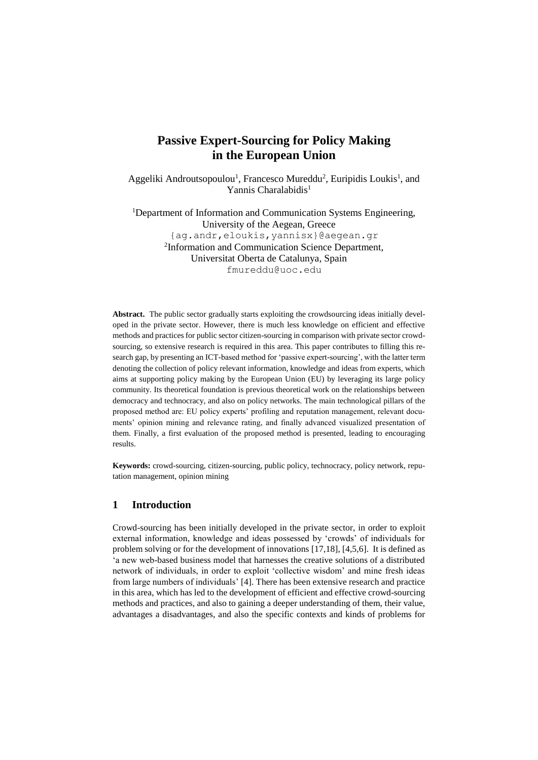# Passive Expert-Sourcing for Policy Making in the European Union

Aggeliki Androutsopoulou[1], Francesco Mureddu[2], Euripidis Loukis[1], and Yannis Charalabidis[1]

[1]Department of Information and Communication Systems Engineering, University of the Aegean, Greece
{ag.andr,eloukis,yannisx}@aegean.gr
[2]Information and Communication Science Department, Universitat Oberta de Catalunya, Spain
fmureddu@uoc.edu

**Abstract.** The public sector gradually starts exploiting the crowdsourcing ideas initially developed in the private sector. However, there is much less knowledge on efficient and effective methods and practices for public sector citizen-sourcing in comparison with private sector crowdsourcing, so extensive research is required in this area. This paper contributes to filling this research gap, by presenting an ICT-based method for 'passive expert-sourcing', with the latter term denoting the collection of policy relevant information, knowledge and ideas from experts, which aims at supporting policy making by the European Union (EU) by leveraging its large policy community. Its theoretical foundation is previous theoretical work on the relationships between democracy and technocracy, and also on policy networks. The main technological pillars of the proposed method are: EU policy experts' profiling and reputation management, relevant documents' opinion mining and relevance rating, and finally advanced visualized presentation of them. Finally, a first evaluation of the proposed method is presented, leading to encouraging results.

**Keywords:** crowd-sourcing, citizen-sourcing, public policy, technocracy, policy network, reputation management, opinion mining

## 1 Introduction

Crowd-sourcing has been initially developed in the private sector, in order to exploit external information, knowledge and ideas possessed by 'crowds' of individuals for problem solving or for the development of innovations [17,18], [4,5,6]. It is defined as 'a new web-based business model that harnesses the creative solutions of a distributed network of individuals, in order to exploit 'collective wisdom' and mine fresh ideas from large numbers of individuals' [4]. There has been extensive research and practice in this area, which has led to the development of efficient and effective crowd-sourcing methods and practices, and also to gaining a deeper understanding of them, their value, advantages a disadvantages, and also the specific contexts and kinds of problems for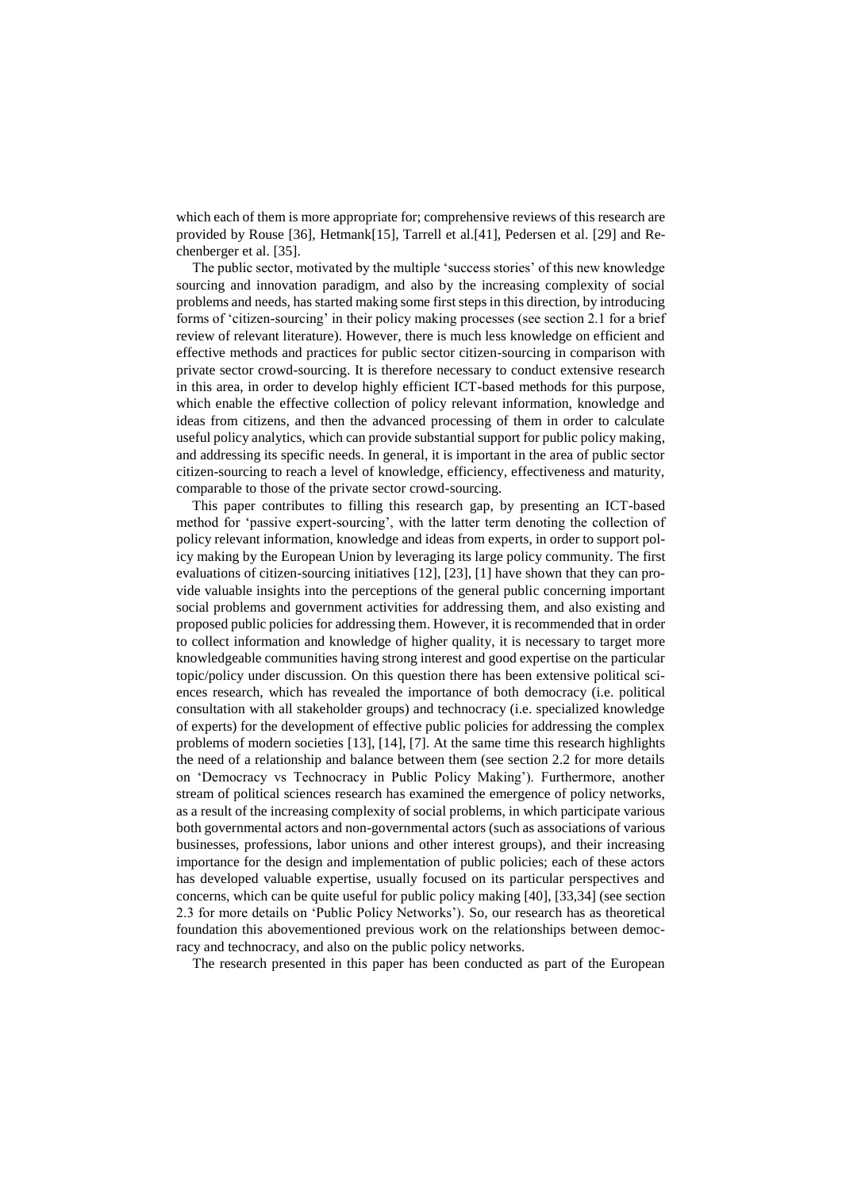which each of them is more appropriate for; comprehensive reviews of this research are provided by Rouse [36], Hetmank[15], Tarrell et al.[41], Pedersen et al. [29] and Rechenberger et al. [35].

The public sector, motivated by the multiple 'success stories' of this new knowledge sourcing and innovation paradigm, and also by the increasing complexity of social problems and needs, has started making some first steps in this direction, by introducing forms of 'citizen-sourcing' in their policy making processes (see section 2.1 for a brief review of relevant literature). However, there is much less knowledge on efficient and effective methods and practices for public sector citizen-sourcing in comparison with private sector crowd-sourcing. It is therefore necessary to conduct extensive research in this area, in order to develop highly efficient ICT-based methods for this purpose, which enable the effective collection of policy relevant information, knowledge and ideas from citizens, and then the advanced processing of them in order to calculate useful policy analytics, which can provide substantial support for public policy making, and addressing its specific needs. In general, it is important in the area of public sector citizen-sourcing to reach a level of knowledge, efficiency, effectiveness and maturity, comparable to those of the private sector crowd-sourcing.

This paper contributes to filling this research gap, by presenting an ICT-based method for 'passive expert-sourcing', with the latter term denoting the collection of policy relevant information, knowledge and ideas from experts, in order to support policy making by the European Union by leveraging its large policy community. The first evaluations of citizen-sourcing initiatives [12], [23], [1] have shown that they can provide valuable insights into the perceptions of the general public concerning important social problems and government activities for addressing them, and also existing and proposed public policies for addressing them. However, it is recommended that in order to collect information and knowledge of higher quality, it is necessary to target more knowledgeable communities having strong interest and good expertise on the particular topic/policy under discussion. On this question there has been extensive political sciences research, which has revealed the importance of both democracy (i.e. political consultation with all stakeholder groups) and technocracy (i.e. specialized knowledge of experts) for the development of effective public policies for addressing the complex problems of modern societies [13], [14], [7]. At the same time this research highlights the need of a relationship and balance between them (see section 2.2 for more details on 'Democracy vs Technocracy in Public Policy Making'). Furthermore, another stream of political sciences research has examined the emergence of policy networks, as a result of the increasing complexity of social problems, in which participate various both governmental actors and non-governmental actors (such as associations of various businesses, professions, labor unions and other interest groups), and their increasing importance for the design and implementation of public policies; each of these actors has developed valuable expertise, usually focused on its particular perspectives and concerns, which can be quite useful for public policy making [40], [33,34] (see section 2.3 for more details on 'Public Policy Networks'). So, our research has as theoretical foundation this abovementioned previous work on the relationships between democracy and technocracy, and also on the public policy networks.

The research presented in this paper has been conducted as part of the European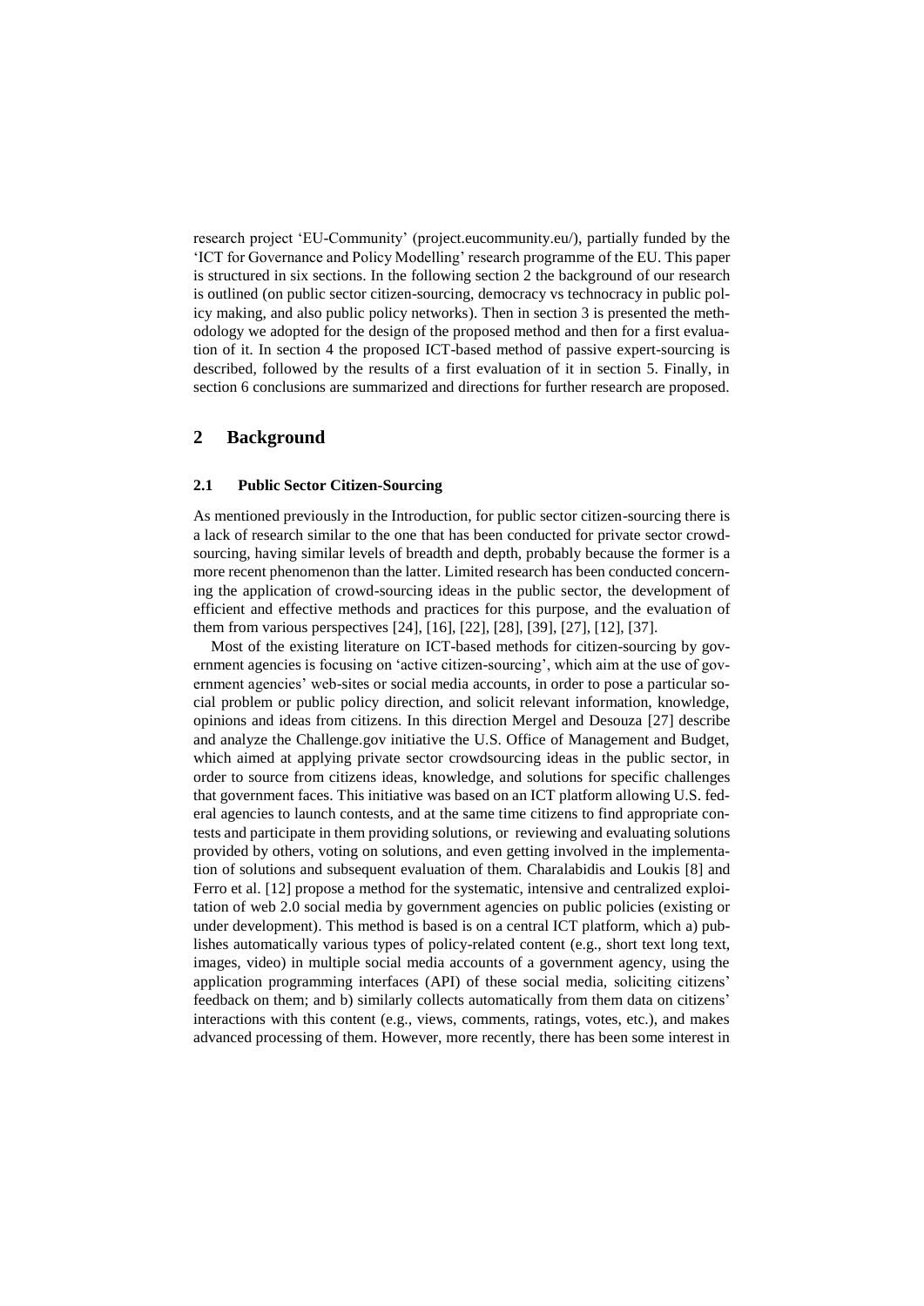research project 'EU-Community' (project.eucommunity.eu/), partially funded by the 'ICT for Governance and Policy Modelling' research programme of the EU. This paper is structured in six sections. In the following section 2 the background of our research is outlined (on public sector citizen-sourcing, democracy vs technocracy in public policy making, and also public policy networks). Then in section 3 is presented the methodology we adopted for the design of the proposed method and then for a first evaluation of it. In section 4 the proposed ICT-based method of passive expert-sourcing is described, followed by the results of a first evaluation of it in section 5. Finally, in section 6 conclusions are summarized and directions for further research are proposed.

## 2 Background

### 2.1 Public Sector Citizen-Sourcing

As mentioned previously in the Introduction, for public sector citizen-sourcing there is a lack of research similar to the one that has been conducted for private sector crowdsourcing, having similar levels of breadth and depth, probably because the former is a more recent phenomenon than the latter. Limited research has been conducted concerning the application of crowd-sourcing ideas in the public sector, the development of efficient and effective methods and practices for this purpose, and the evaluation of them from various perspectives [24], [16], [22], [28], [39], [27], [12], [37].

Most of the existing literature on ICT-based methods for citizen-sourcing by government agencies is focusing on 'active citizen-sourcing', which aim at the use of government agencies' web-sites or social media accounts, in order to pose a particular social problem or public policy direction, and solicit relevant information, knowledge, opinions and ideas from citizens. In this direction Mergel and Desouza [27] describe and analyze the Challenge.gov initiative the U.S. Office of Management and Budget, which aimed at applying private sector crowdsourcing ideas in the public sector, in order to source from citizens ideas, knowledge, and solutions for specific challenges that government faces. This initiative was based on an ICT platform allowing U.S. federal agencies to launch contests, and at the same time citizens to find appropriate contests and participate in them providing solutions, or reviewing and evaluating solutions provided by others, voting on solutions, and even getting involved in the implementation of solutions and subsequent evaluation of them. Charalabidis and Loukis [8] and Ferro et al. [12] propose a method for the systematic, intensive and centralized exploitation of web 2.0 social media by government agencies on public policies (existing or under development). This method is based is on a central ICT platform, which a) publishes automatically various types of policy-related content (e.g., short text long text, images, video) in multiple social media accounts of a government agency, using the application programming interfaces (API) of these social media, soliciting citizens' feedback on them; and b) similarly collects automatically from them data on citizens' interactions with this content (e.g., views, comments, ratings, votes, etc.), and makes advanced processing of them. However, more recently, there has been some interest in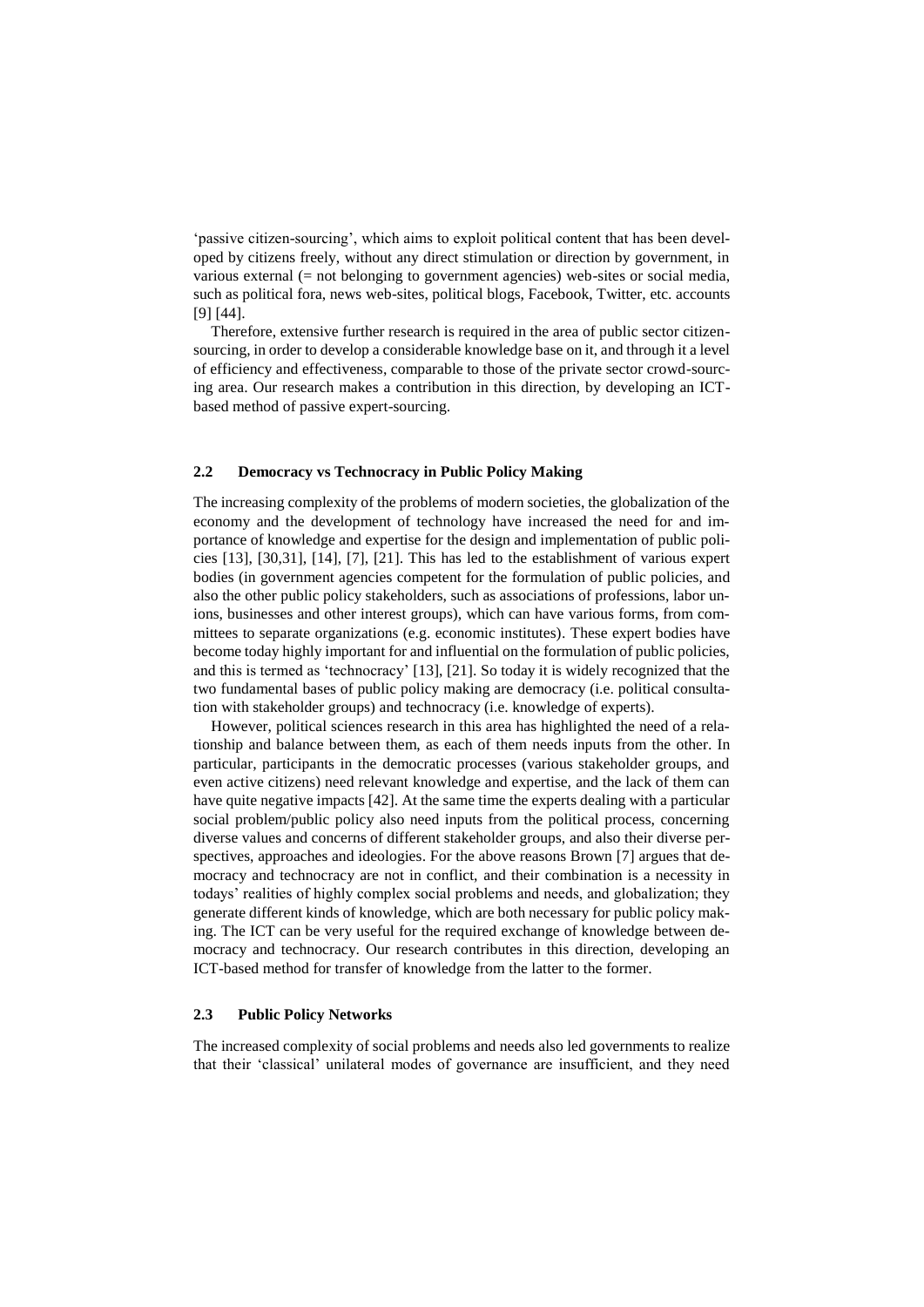'passive citizen-sourcing', which aims to exploit political content that has been developed by citizens freely, without any direct stimulation or direction by government, in various external (= not belonging to government agencies) web-sites or social media, such as political fora, news web-sites, political blogs, Facebook, Twitter, etc. accounts [9] [44].

Therefore, extensive further research is required in the area of public sector citizen-sourcing, in order to develop a considerable knowledge base on it, and through it a level of efficiency and effectiveness, comparable to those of the private sector crowd-sourcing area. Our research makes a contribution in this direction, by developing an ICT-based method of passive expert-sourcing.

### 2.2 Democracy vs Technocracy in Public Policy Making

The increasing complexity of the problems of modern societies, the globalization of the economy and the development of technology have increased the need for and importance of knowledge and expertise for the design and implementation of public policies [13], [30,31], [14], [7], [21]. This has led to the establishment of various expert bodies (in government agencies competent for the formulation of public policies, and also the other public policy stakeholders, such as associations of professions, labor unions, businesses and other interest groups), which can have various forms, from committees to separate organizations (e.g. economic institutes). These expert bodies have become today highly important for and influential on the formulation of public policies, and this is termed as 'technocracy' [13], [21]. So today it is widely recognized that the two fundamental bases of public policy making are democracy (i.e. political consultation with stakeholder groups) and technocracy (i.e. knowledge of experts).

However, political sciences research in this area has highlighted the need of a relationship and balance between them, as each of them needs inputs from the other. In particular, participants in the democratic processes (various stakeholder groups, and even active citizens) need relevant knowledge and expertise, and the lack of them can have quite negative impacts [42]. At the same time the experts dealing with a particular social problem/public policy also need inputs from the political process, concerning diverse values and concerns of different stakeholder groups, and also their diverse perspectives, approaches and ideologies. For the above reasons Brown [7] argues that democracy and technocracy are not in conflict, and their combination is a necessity in todays' realities of highly complex social problems and needs, and globalization; they generate different kinds of knowledge, which are both necessary for public policy making. The ICT can be very useful for the required exchange of knowledge between democracy and technocracy. Our research contributes in this direction, developing an ICT-based method for transfer of knowledge from the latter to the former.

### 2.3 Public Policy Networks

The increased complexity of social problems and needs also led governments to realize that their 'classical' unilateral modes of governance are insufficient, and they need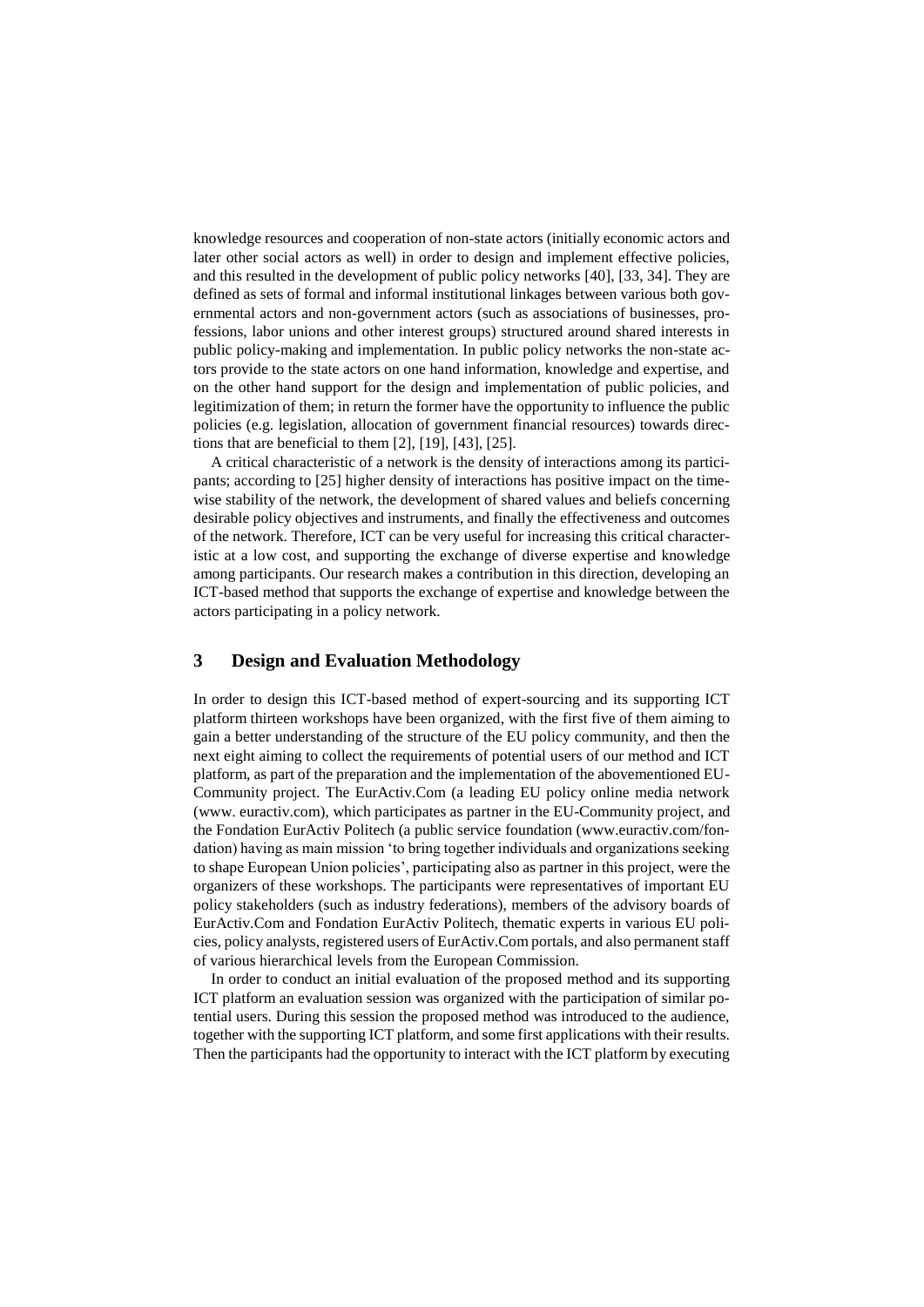knowledge resources and cooperation of non-state actors (initially economic actors and later other social actors as well) in order to design and implement effective policies, and this resulted in the development of public policy networks [40], [33, 34]. They are defined as sets of formal and informal institutional linkages between various both governmental actors and non-government actors (such as associations of businesses, professions, labor unions and other interest groups) structured around shared interests in public policy-making and implementation. In public policy networks the non-state actors provide to the state actors on one hand information, knowledge and expertise, and on the other hand support for the design and implementation of public policies, and legitimization of them; in return the former have the opportunity to influence the public policies (e.g. legislation, allocation of government financial resources) towards directions that are beneficial to them [2], [19], [43], [25].

A critical characteristic of a network is the density of interactions among its participants; according to [25] higher density of interactions has positive impact on the time-wise stability of the network, the development of shared values and beliefs concerning desirable policy objectives and instruments, and finally the effectiveness and outcomes of the network. Therefore, ICT can be very useful for increasing this critical characteristic at a low cost, and supporting the exchange of diverse expertise and knowledge among participants. Our research makes a contribution in this direction, developing an ICT-based method that supports the exchange of expertise and knowledge between the actors participating in a policy network.

## 3 Design and Evaluation Methodology

In order to design this ICT-based method of expert-sourcing and its supporting ICT platform thirteen workshops have been organized, with the first five of them aiming to gain a better understanding of the structure of the EU policy community, and then the next eight aiming to collect the requirements of potential users of our method and ICT platform, as part of the preparation and the implementation of the abovementioned EU-Community project. The EurActiv.Com (a leading EU policy online media network (www. euractiv.com), which participates as partner in the EU-Community project, and the Fondation EurActiv Politech (a public service foundation (www.euractiv.com/fondation) having as main mission 'to bring together individuals and organizations seeking to shape European Union policies', participating also as partner in this project, were the organizers of these workshops. The participants were representatives of important EU policy stakeholders (such as industry federations), members of the advisory boards of EurActiv.Com and Fondation EurActiv Politech, thematic experts in various EU policies, policy analysts, registered users of EurActiv.Com portals, and also permanent staff of various hierarchical levels from the European Commission.

In order to conduct an initial evaluation of the proposed method and its supporting ICT platform an evaluation session was organized with the participation of similar potential users. During this session the proposed method was introduced to the audience, together with the supporting ICT platform, and some first applications with their results. Then the participants had the opportunity to interact with the ICT platform by executing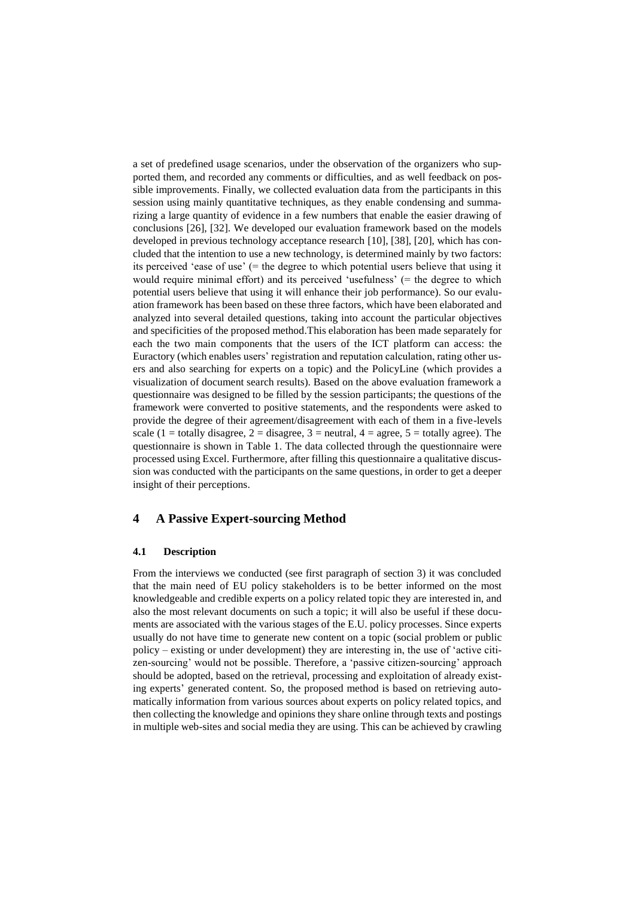a set of predefined usage scenarios, under the observation of the organizers who supported them, and recorded any comments or difficulties, and as well feedback on possible improvements. Finally, we collected evaluation data from the participants in this session using mainly quantitative techniques, as they enable condensing and summarizing a large quantity of evidence in a few numbers that enable the easier drawing of conclusions [26], [32]. We developed our evaluation framework based on the models developed in previous technology acceptance research [10], [38], [20], which has concluded that the intention to use a new technology, is determined mainly by two factors: its perceived 'ease of use' (= the degree to which potential users believe that using it would require minimal effort) and its perceived 'usefulness' (= the degree to which potential users believe that using it will enhance their job performance). So our evaluation framework has been based on these three factors, which have been elaborated and analyzed into several detailed questions, taking into account the particular objectives and specificities of the proposed method.This elaboration has been made separately for each the two main components that the users of the ICT platform can access: the Euractory (which enables users' registration and reputation calculation, rating other users and also searching for experts on a topic) and the PolicyLine (which provides a visualization of document search results). Based on the above evaluation framework a questionnaire was designed to be filled by the session participants; the questions of the framework were converted to positive statements, and the respondents were asked to provide the degree of their agreement/disagreement with each of them in a five-levels scale (1 = totally disagree, 2 = disagree, 3 = neutral, 4 = agree, 5 = totally agree). The questionnaire is shown in Table 1. The data collected through the questionnaire were processed using Excel. Furthermore, after filling this questionnaire a qualitative discussion was conducted with the participants on the same questions, in order to get a deeper insight of their perceptions.

## 4 A Passive Expert-sourcing Method

### 4.1 Description

From the interviews we conducted (see first paragraph of section 3) it was concluded that the main need of EU policy stakeholders is to be better informed on the most knowledgeable and credible experts on a policy related topic they are interested in, and also the most relevant documents on such a topic; it will also be useful if these documents are associated with the various stages of the E.U. policy processes. Since experts usually do not have time to generate new content on a topic (social problem or public policy – existing or under development) they are interesting in, the use of 'active citizen-sourcing' would not be possible. Therefore, a 'passive citizen-sourcing' approach should be adopted, based on the retrieval, processing and exploitation of already existing experts' generated content. So, the proposed method is based on retrieving automatically information from various sources about experts on policy related topics, and then collecting the knowledge and opinions they share online through texts and postings in multiple web-sites and social media they are using. This can be achieved by crawling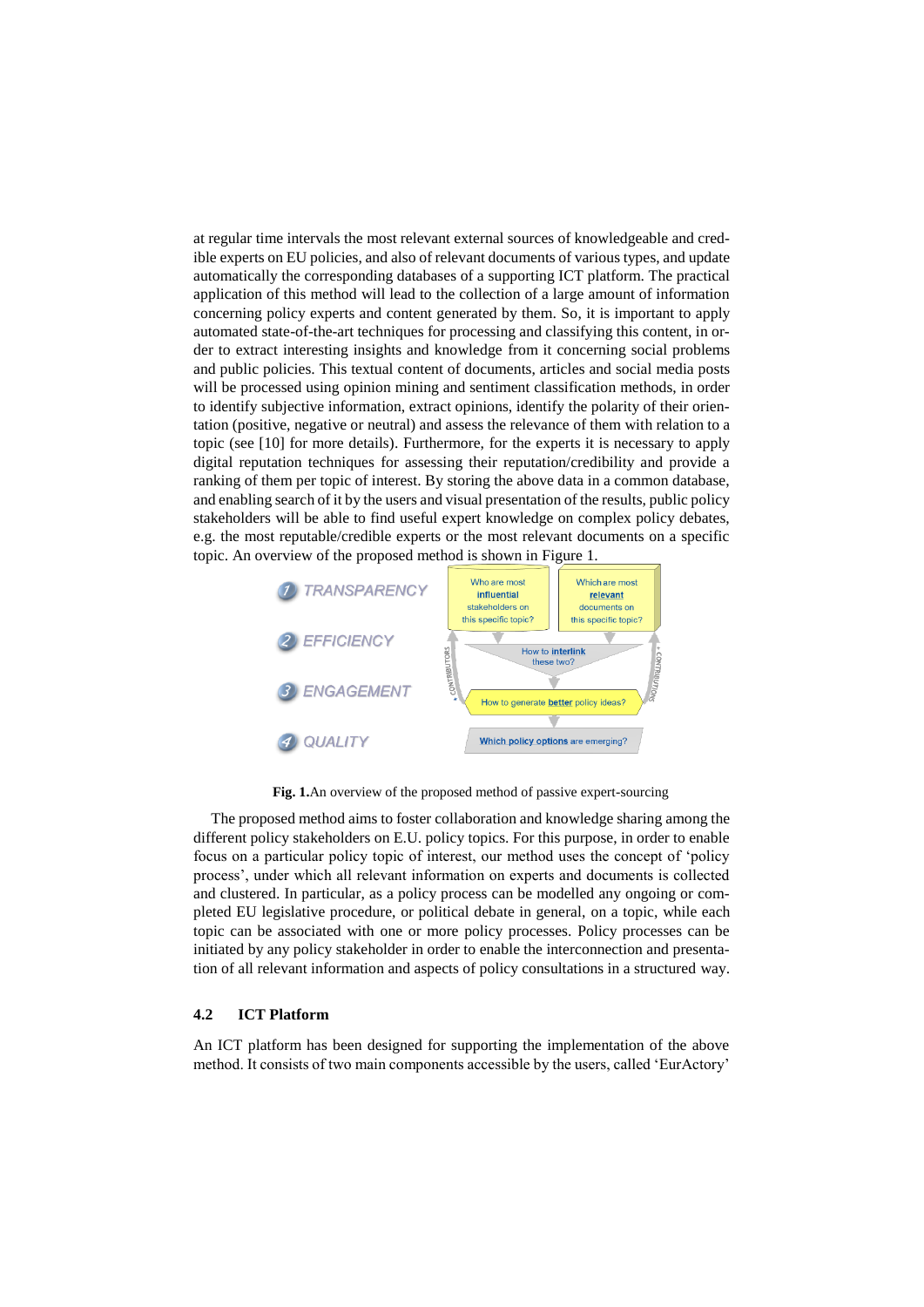at regular time intervals the most relevant external sources of knowledgeable and credible experts on EU policies, and also of relevant documents of various types, and update automatically the corresponding databases of a supporting ICT platform. The practical application of this method will lead to the collection of a large amount of information concerning policy experts and content generated by them. So, it is important to apply automated state-of-the-art techniques for processing and classifying this content, in order to extract interesting insights and knowledge from it concerning social problems and public policies. This textual content of documents, articles and social media posts will be processed using opinion mining and sentiment classification methods, in order to identify subjective information, extract opinions, identify the polarity of their orientation (positive, negative or neutral) and assess the relevance of them with relation to a topic (see [10] for more details). Furthermore, for the experts it is necessary to apply digital reputation techniques for assessing their reputation/credibility and provide a ranking of them per topic of interest. By storing the above data in a common database, and enabling search of it by the users and visual presentation of the results, public policy stakeholders will be able to find useful expert knowledge on complex policy debates, e.g. the most reputable/credible experts or the most relevant documents on a specific topic. An overview of the proposed method is shown in Figure 1.

**Fig. 1.** An overview of the proposed method of passive expert-sourcing

The proposed method aims to foster collaboration and knowledge sharing among the different policy stakeholders on E.U. policy topics. For this purpose, in order to enable focus on a particular policy topic of interest, our method uses the concept of 'policy process', under which all relevant information on experts and documents is collected and clustered. In particular, as a policy process can be modelled any ongoing or completed EU legislative procedure, or political debate in general, on a topic, while each topic can be associated with one or more policy processes. Policy processes can be initiated by any policy stakeholder in order to enable the interconnection and presentation of all relevant information and aspects of policy consultations in a structured way.

### 4.2 ICT Platform

An ICT platform has been designed for supporting the implementation of the above method. It consists of two main components accessible by the users, called 'EurActory'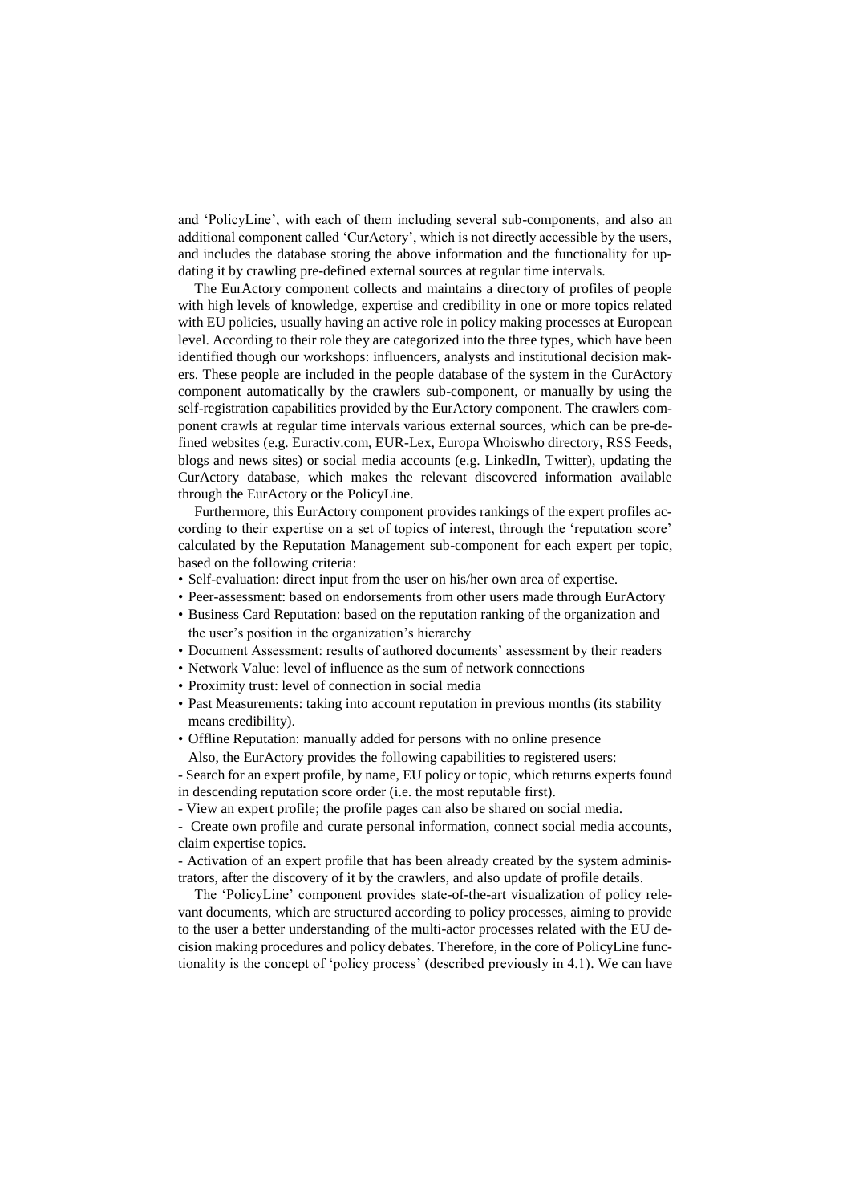and 'PolicyLine', with each of them including several sub-components, and also an additional component called 'CurActory', which is not directly accessible by the users, and includes the database storing the above information and the functionality for updating it by crawling pre-defined external sources at regular time intervals.

The EurActory component collects and maintains a directory of profiles of people with high levels of knowledge, expertise and credibility in one or more topics related with EU policies, usually having an active role in policy making processes at European level. According to their role they are categorized into the three types, which have been identified though our workshops: influencers, analysts and institutional decision makers. These people are included in the people database of the system in the CurActory component automatically by the crawlers sub-component, or manually by using the self-registration capabilities provided by the EurActory component. The crawlers component crawls at regular time intervals various external sources, which can be pre-defined websites (e.g. Euractiv.com, EUR-Lex, Europa Whoiswho directory, RSS Feeds, blogs and news sites) or social media accounts (e.g. LinkedIn, Twitter), updating the CurActory database, which makes the relevant discovered information available through the EurActory or the PolicyLine.

Furthermore, this EurActory component provides rankings of the expert profiles according to their expertise on a set of topics of interest, through the 'reputation score' calculated by the Reputation Management sub-component for each expert per topic, based on the following criteria:

- Self-evaluation: direct input from the user on his/her own area of expertise.
- Peer-assessment: based on endorsements from other users made through EurActory
- Business Card Reputation: based on the reputation ranking of the organization and the user's position in the organization's hierarchy
- Document Assessment: results of authored documents' assessment by their readers
- Network Value: level of influence as the sum of network connections
- Proximity trust: level of connection in social media
- Past Measurements: taking into account reputation in previous months (its stability means credibility).
- Offline Reputation: manually added for persons with no online presence

Also, the EurActory provides the following capabilities to registered users:

- Search for an expert profile, by name, EU policy or topic, which returns experts found in descending reputation score order (i.e. the most reputable first).
- View an expert profile; the profile pages can also be shared on social media.
- Create own profile and curate personal information, connect social media accounts, claim expertise topics.
- Activation of an expert profile that has been already created by the system administrators, after the discovery of it by the crawlers, and also update of profile details.

The 'PolicyLine' component provides state-of-the-art visualization of policy relevant documents, which are structured according to policy processes, aiming to provide to the user a better understanding of the multi-actor processes related with the EU decision making procedures and policy debates. Therefore, in the core of PolicyLine functionality is the concept of 'policy process' (described previously in 4.1). We can have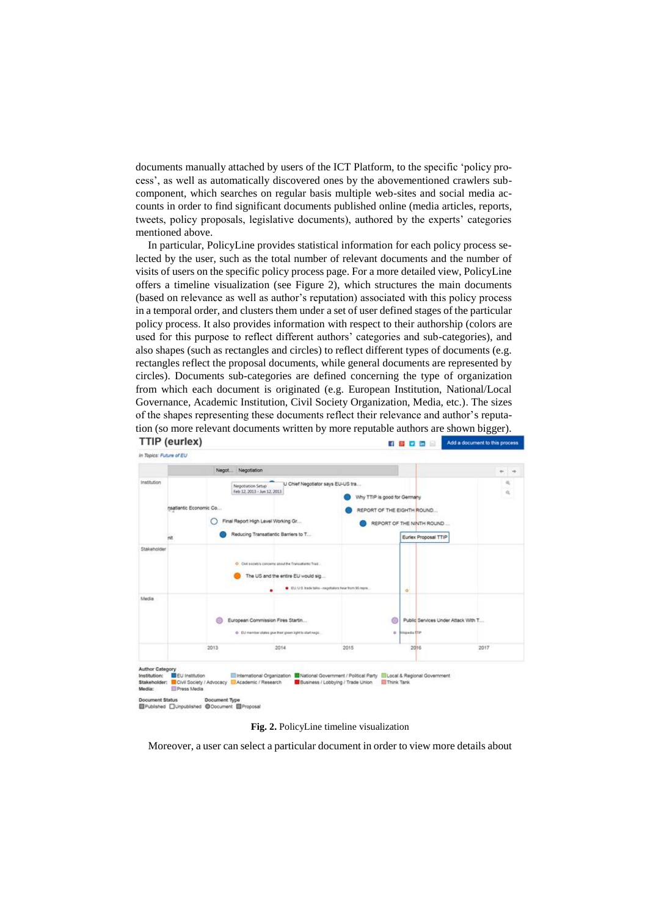documents manually attached by users of the ICT Platform, to the specific 'policy process', as well as automatically discovered ones by the abovementioned crawlers subcomponent, which searches on regular basis multiple web-sites and social media accounts in order to find significant documents published online (media articles, reports, tweets, policy proposals, legislative documents), authored by the experts' categories mentioned above.

In particular, PolicyLine provides statistical information for each policy process selected by the user, such as the total number of relevant documents and the number of visits of users on the specific policy process page. For a more detailed view, PolicyLine offers a timeline visualization (see Figure 2), which structures the main documents (based on relevance as well as author's reputation) associated with this policy process in a temporal order, and clusters them under a set of user defined stages of the particular policy process. It also provides information with respect to their authorship (colors are used for this purpose to reflect different authors' categories and sub-categories), and also shapes (such as rectangles and circles) to reflect different types of documents (e.g. rectangles reflect the proposal documents, while general documents are represented by circles). Documents sub-categories are defined concerning the type of organization from which each document is originated (e.g. European Institution, National/Local Governance, Academic Institution, Civil Society Organization, Media, etc.). The sizes of the shapes representing these documents reflect their relevance and author's reputation (so more relevant documents written by more reputable authors are shown bigger).

**Fig. 2.** PolicyLine timeline visualization

Moreover, a user can select a particular document in order to view more details about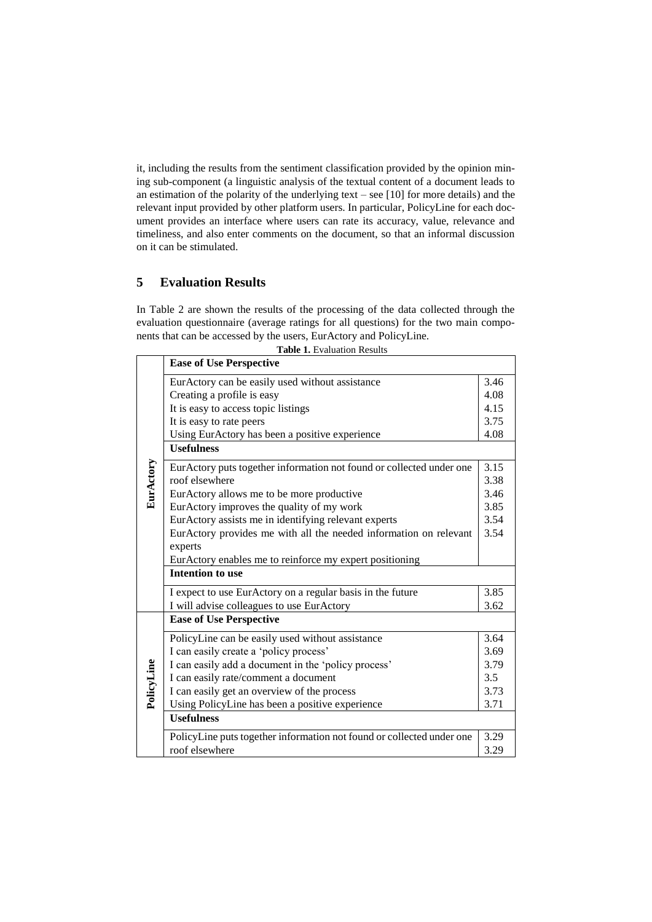it, including the results from the sentiment classification provided by the opinion mining sub-component (a linguistic analysis of the textual content of a document leads to an estimation of the polarity of the underlying text – see [10] for more details) and the relevant input provided by other platform users. In particular, PolicyLine for each document provides an interface where users can rate its accuracy, value, relevance and timeliness, and also enter comments on the document, so that an informal discussion on it can be stimulated.

## 5 Evaluation Results

In Table 2 are shown the results of the processing of the data collected through the evaluation questionnaire (average ratings for all questions) for the two main components that can be accessed by the users, EurActory and PolicyLine.

**Table 1.** Evaluation Results

| | | |
|---|---|---|
| EurActory | **Ease of Use Perspective** | |
| | EurActory can be easily used without assistance | 3.46 |
| | Creating a profile is easy | 4.08 |
| | It is easy to access topic listings | 4.15 |
| | It is easy to rate peers | 3.75 |
| | Using EurActory has been a positive experience | 4.08 |
| | **Usefulness** | |
| | EurActory puts together information not found or collected under one | 3.15 |
| | roof elsewhere | 3.38 |
| | EurActory allows me to be more productive | 3.46 |
| | EurActory improves the quality of my work | 3.85 |
| | EurActory assists me in identifying relevant experts | 3.54 |
| | EurActory provides me with all the needed information on relevant | 3.54 |
| | experts | |
| | EurActory enables me to reinforce my expert positioning | |
| | **Intention to use** | |
| | I expect to use EurActory on a regular basis in the future | 3.85 |
| | I will advise colleagues to use EurActory | 3.62 |
| PolicyLine | **Ease of Use Perspective** | |
| | PolicyLine can be easily used without assistance | 3.64 |
| | I can easily create a 'policy process' | 3.69 |
| | I can easily add a document in the 'policy process' | 3.79 |
| | I can easily rate/comment a document | 3.5 |
| | I can easily get an overview of the process | 3.73 |
| | Using PolicyLine has been a positive experience | 3.71 |
| | **Usefulness** | |
| | PolicyLine puts together information not found or collected under one | 3.29 |
| | roof elsewhere | 3.29 |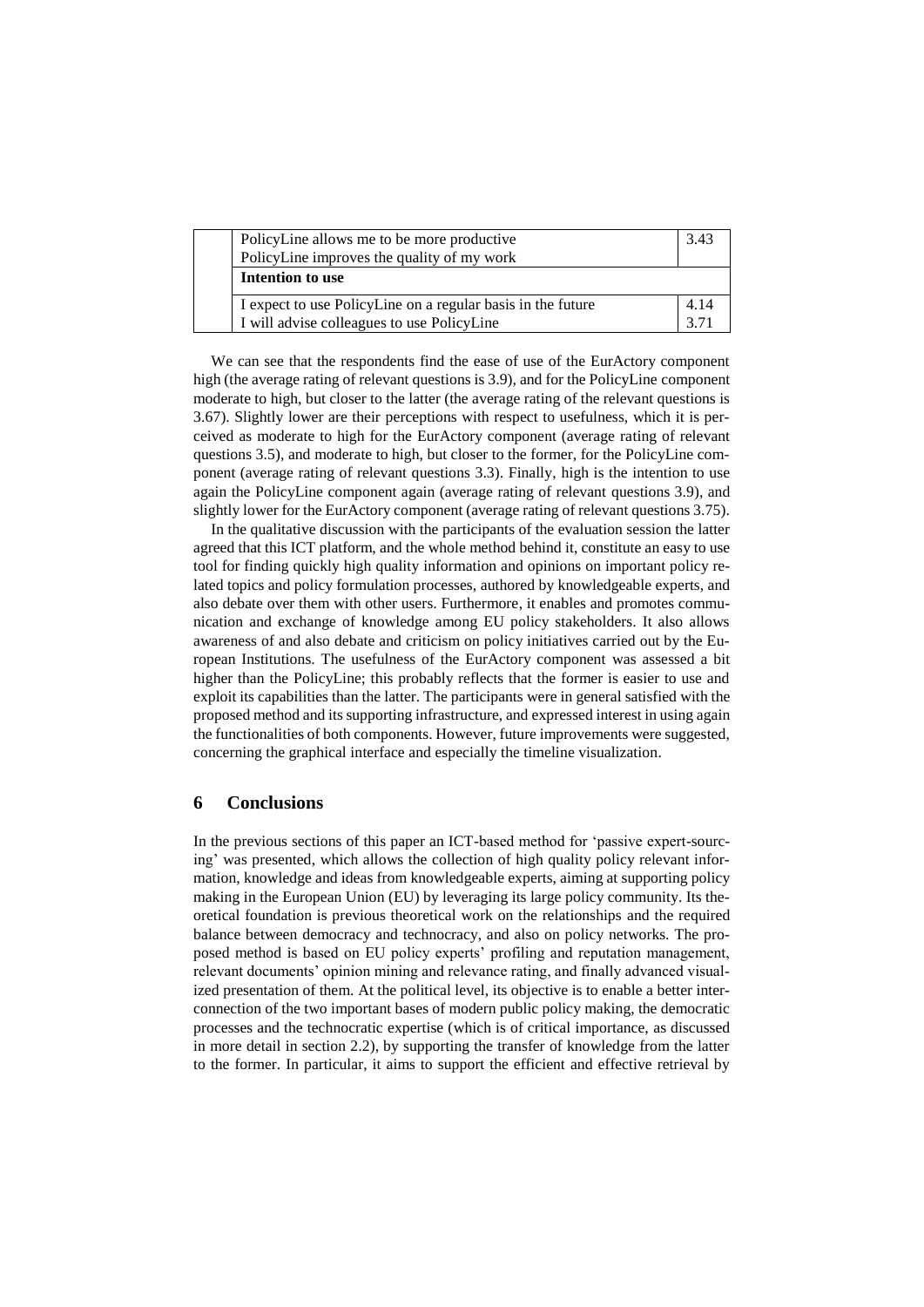| | | |
|---|---|---|
| | PolicyLine allows me to be more productive<br>PolicyLine improves the quality of my work | 3.43 |
| | **Intention to use** | |
| | I expect to use PolicyLine on a regular basis in the future<br>I will advise colleagues to use PolicyLine | 4.14<br>3.71 |

We can see that the respondents find the ease of use of the EurActory component high (the average rating of relevant questions is 3.9), and for the PolicyLine component moderate to high, but closer to the latter (the average rating of the relevant questions is 3.67). Slightly lower are their perceptions with respect to usefulness, which it is perceived as moderate to high for the EurActory component (average rating of relevant questions 3.5), and moderate to high, but closer to the former, for the PolicyLine component (average rating of relevant questions 3.3). Finally, high is the intention to use again the PolicyLine component again (average rating of relevant questions 3.9), and slightly lower for the EurActory component (average rating of relevant questions 3.75).

In the qualitative discussion with the participants of the evaluation session the latter agreed that this ICT platform, and the whole method behind it, constitute an easy to use tool for finding quickly high quality information and opinions on important policy related topics and policy formulation processes, authored by knowledgeable experts, and also debate over them with other users. Furthermore, it enables and promotes communication and exchange of knowledge among EU policy stakeholders. It also allows awareness of and also debate and criticism on policy initiatives carried out by the European Institutions. The usefulness of the EurActory component was assessed a bit higher than the PolicyLine; this probably reflects that the former is easier to use and exploit its capabilities than the latter. The participants were in general satisfied with the proposed method and its supporting infrastructure, and expressed interest in using again the functionalities of both components. However, future improvements were suggested, concerning the graphical interface and especially the timeline visualization.

## 6 Conclusions

In the previous sections of this paper an ICT-based method for 'passive expert-sourcing' was presented, which allows the collection of high quality policy relevant information, knowledge and ideas from knowledgeable experts, aiming at supporting policy making in the European Union (EU) by leveraging its large policy community. Its theoretical foundation is previous theoretical work on the relationships and the required balance between democracy and technocracy, and also on policy networks. The proposed method is based on EU policy experts' profiling and reputation management, relevant documents' opinion mining and relevance rating, and finally advanced visualized presentation of them. At the political level, its objective is to enable a better interconnection of the two important bases of modern public policy making, the democratic processes and the technocratic expertise (which is of critical importance, as discussed in more detail in section 2.2), by supporting the transfer of knowledge from the latter to the former. In particular, it aims to support the efficient and effective retrieval by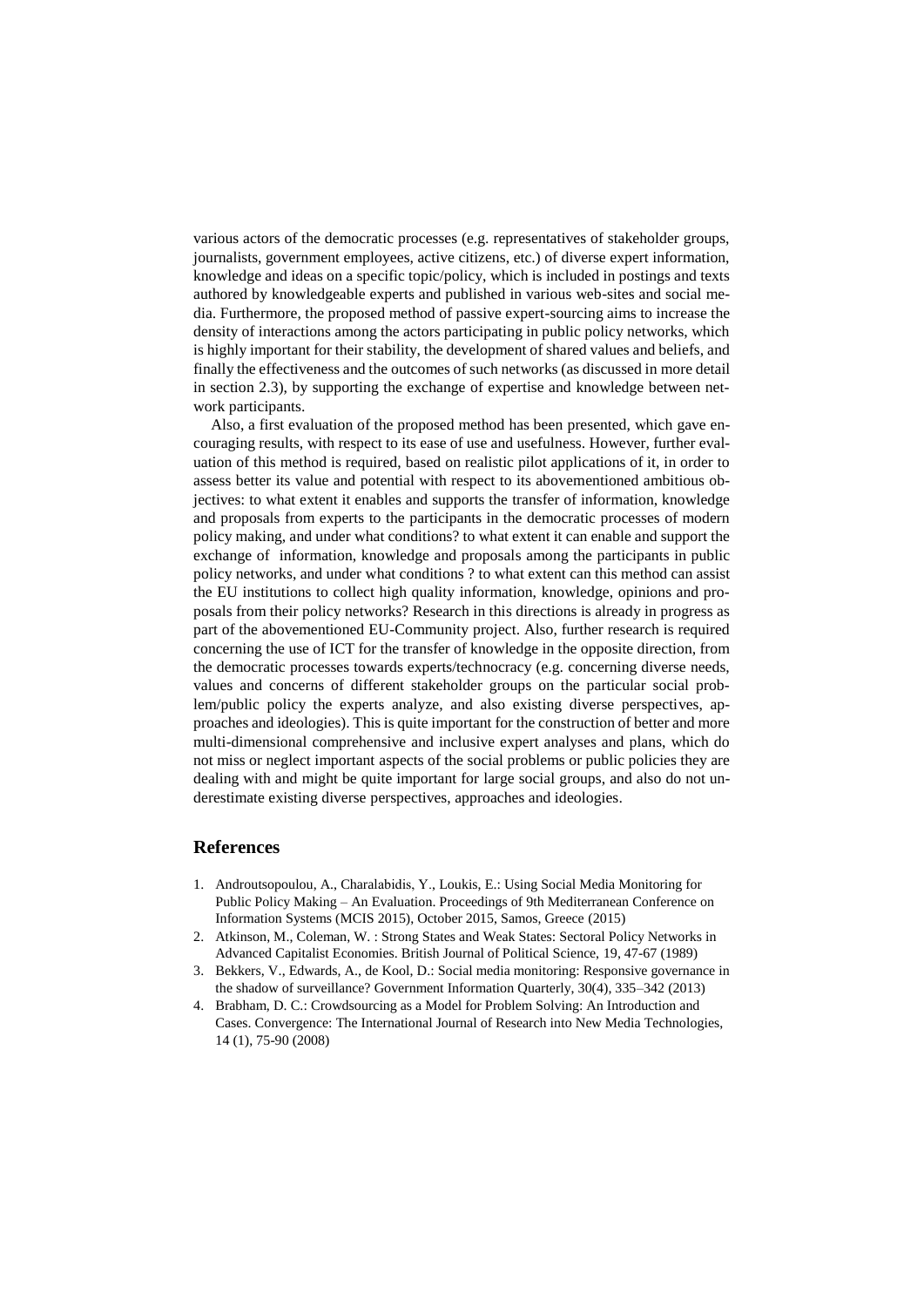various actors of the democratic processes (e.g. representatives of stakeholder groups, journalists, government employees, active citizens, etc.) of diverse expert information, knowledge and ideas on a specific topic/policy, which is included in postings and texts authored by knowledgeable experts and published in various web-sites and social media. Furthermore, the proposed method of passive expert-sourcing aims to increase the density of interactions among the actors participating in public policy networks, which is highly important for their stability, the development of shared values and beliefs, and finally the effectiveness and the outcomes of such networks (as discussed in more detail in section 2.3), by supporting the exchange of expertise and knowledge between network participants.

Also, a first evaluation of the proposed method has been presented, which gave encouraging results, with respect to its ease of use and usefulness. However, further evaluation of this method is required, based on realistic pilot applications of it, in order to assess better its value and potential with respect to its abovementioned ambitious objectives: to what extent it enables and supports the transfer of information, knowledge and proposals from experts to the participants in the democratic processes of modern policy making, and under what conditions? to what extent it can enable and support the exchange of information, knowledge and proposals among the participants in public policy networks, and under what conditions ? to what extent can this method can assist the EU institutions to collect high quality information, knowledge, opinions and proposals from their policy networks? Research in this directions is already in progress as part of the abovementioned EU-Community project. Also, further research is required concerning the use of ICT for the transfer of knowledge in the opposite direction, from the democratic processes towards experts/technocracy (e.g. concerning diverse needs, values and concerns of different stakeholder groups on the particular social problem/public policy the experts analyze, and also existing diverse perspectives, approaches and ideologies). This is quite important for the construction of better and more multi-dimensional comprehensive and inclusive expert analyses and plans, which do not miss or neglect important aspects of the social problems or public policies they are dealing with and might be quite important for large social groups, and also do not underestimate existing diverse perspectives, approaches and ideologies.

## References

1. Androutsopoulou, A., Charalabidis, Y., Loukis, E.: Using Social Media Monitoring for Public Policy Making – An Evaluation. Proceedings of 9th Mediterranean Conference on Information Systems (MCIS 2015), October 2015, Samos, Greece (2015)
2. Atkinson, M., Coleman, W. : Strong States and Weak States: Sectoral Policy Networks in Advanced Capitalist Economies. British Journal of Political Science, 19, 47-67 (1989)
3. Bekkers, V., Edwards, A., de Kool, D.: Social media monitoring: Responsive governance in the shadow of surveillance? Government Information Quarterly, 30(4), 335–342 (2013)
4. Brabham, D. C.: Crowdsourcing as a Model for Problem Solving: An Introduction and Cases. Convergence: The International Journal of Research into New Media Technologies, 14 (1), 75-90 (2008)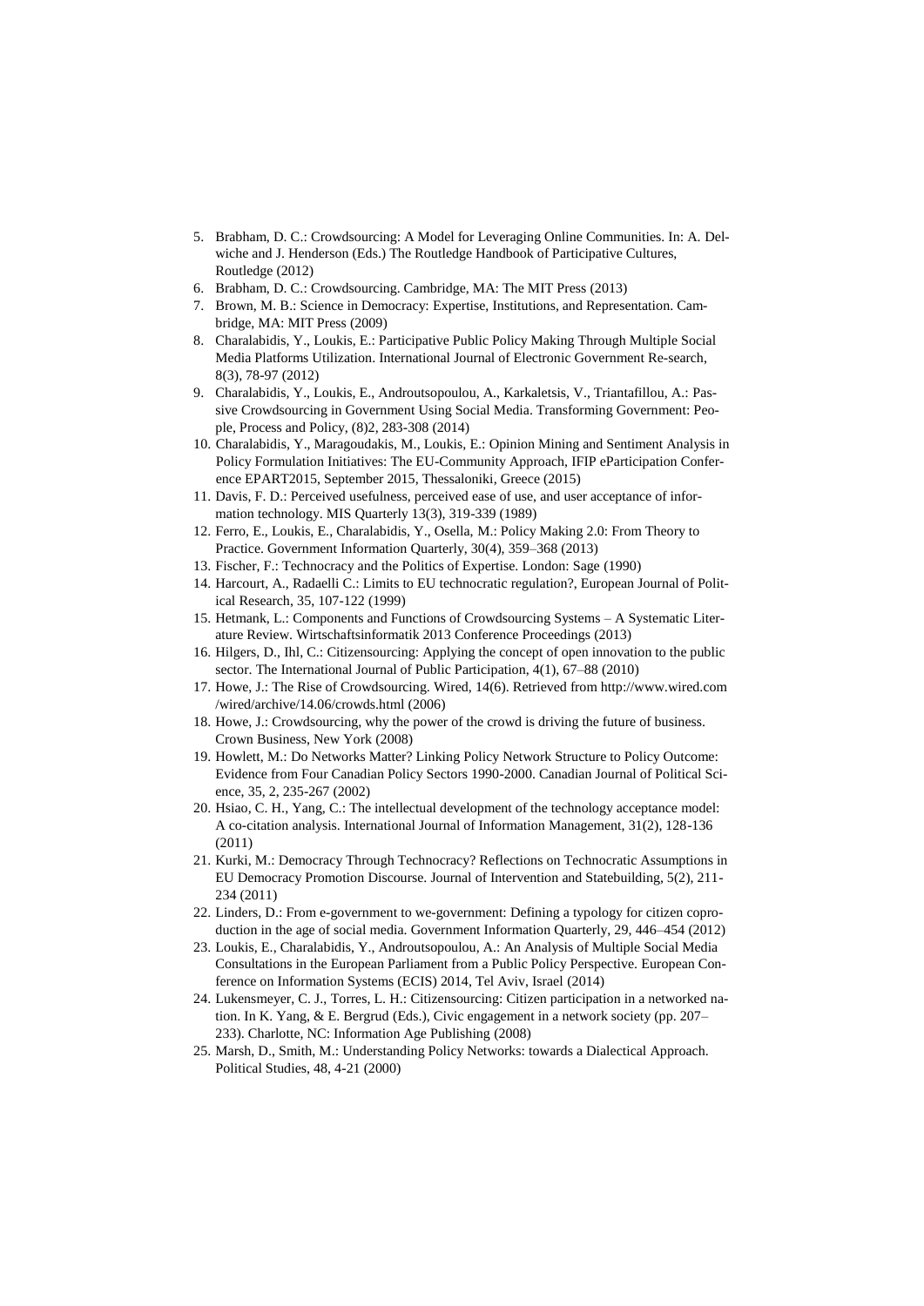5. Brabham, D. C.: Crowdsourcing: A Model for Leveraging Online Communities. In: A. Delwiche and J. Henderson (Eds.) The Routledge Handbook of Participative Cultures, Routledge (2012)
6. Brabham, D. C.: Crowdsourcing. Cambridge, MA: The MIT Press (2013)
7. Brown, M. B.: Science in Democracy: Expertise, Institutions, and Representation. Cambridge, MA: MIT Press (2009)
8. Charalabidis, Y., Loukis, E.: Participative Public Policy Making Through Multiple Social Media Platforms Utilization. International Journal of Electronic Government Re-search, 8(3), 78-97 (2012)
9. Charalabidis, Y., Loukis, E., Androutsopoulou, A., Karkaletsis, V., Triantafillou, A.: Passive Crowdsourcing in Government Using Social Media. Transforming Government: People, Process and Policy, (8)2, 283-308 (2014)
10. Charalabidis, Y., Maragoudakis, M., Loukis, E.: Opinion Mining and Sentiment Analysis in Policy Formulation Initiatives: The EU-Community Approach, IFIP eParticipation Conference EPART2015, September 2015, Thessaloniki, Greece (2015)
11. Davis, F. D.: Perceived usefulness, perceived ease of use, and user acceptance of information technology. MIS Quarterly 13(3), 319-339 (1989)
12. Ferro, E., Loukis, E., Charalabidis, Y., Osella, M.: Policy Making 2.0: From Theory to Practice. Government Information Quarterly, 30(4), 359–368 (2013)
13. Fischer, F.: Technocracy and the Politics of Expertise. London: Sage (1990)
14. Harcourt, A., Radaelli C.: Limits to EU technocratic regulation?, European Journal of Political Research, 35, 107-122 (1999)
15. Hetmank, L.: Components and Functions of Crowdsourcing Systems – A Systematic Literature Review. Wirtschaftsinformatik 2013 Conference Proceedings (2013)
16. Hilgers, D., Ihl, C.: Citizensourcing: Applying the concept of open innovation to the public sector. The International Journal of Public Participation, 4(1), 67–88 (2010)
17. Howe, J.: The Rise of Crowdsourcing. Wired, 14(6). Retrieved from http://www.wired.com /wired/archive/14.06/crowds.html (2006)
18. Howe, J.: Crowdsourcing, why the power of the crowd is driving the future of business. Crown Business, New York (2008)
19. Howlett, M.: Do Networks Matter? Linking Policy Network Structure to Policy Outcome: Evidence from Four Canadian Policy Sectors 1990-2000. Canadian Journal of Political Science, 35, 2, 235-267 (2002)
20. Hsiao, C. H., Yang, C.: The intellectual development of the technology acceptance model: A co-citation analysis. International Journal of Information Management, 31(2), 128-136 (2011)
21. Kurki, M.: Democracy Through Technocracy? Reflections on Technocratic Assumptions in EU Democracy Promotion Discourse. Journal of Intervention and Statebuilding, 5(2), 211-234 (2011)
22. Linders, D.: From e-government to we-government: Defining a typology for citizen coproduction in the age of social media. Government Information Quarterly, 29, 446–454 (2012)
23. Loukis, E., Charalabidis, Y., Androutsopoulou, A.: An Analysis of Multiple Social Media Consultations in the European Parliament from a Public Policy Perspective. European Conference on Information Systems (ECIS) 2014, Tel Aviv, Israel (2014)
24. Lukensmeyer, C. J., Torres, L. H.: Citizensourcing: Citizen participation in a networked nation. In K. Yang, & E. Bergrud (Eds.), Civic engagement in a network society (pp. 207–233). Charlotte, NC: Information Age Publishing (2008)
25. Marsh, D., Smith, M.: Understanding Policy Networks: towards a Dialectical Approach. Political Studies, 48, 4-21 (2000)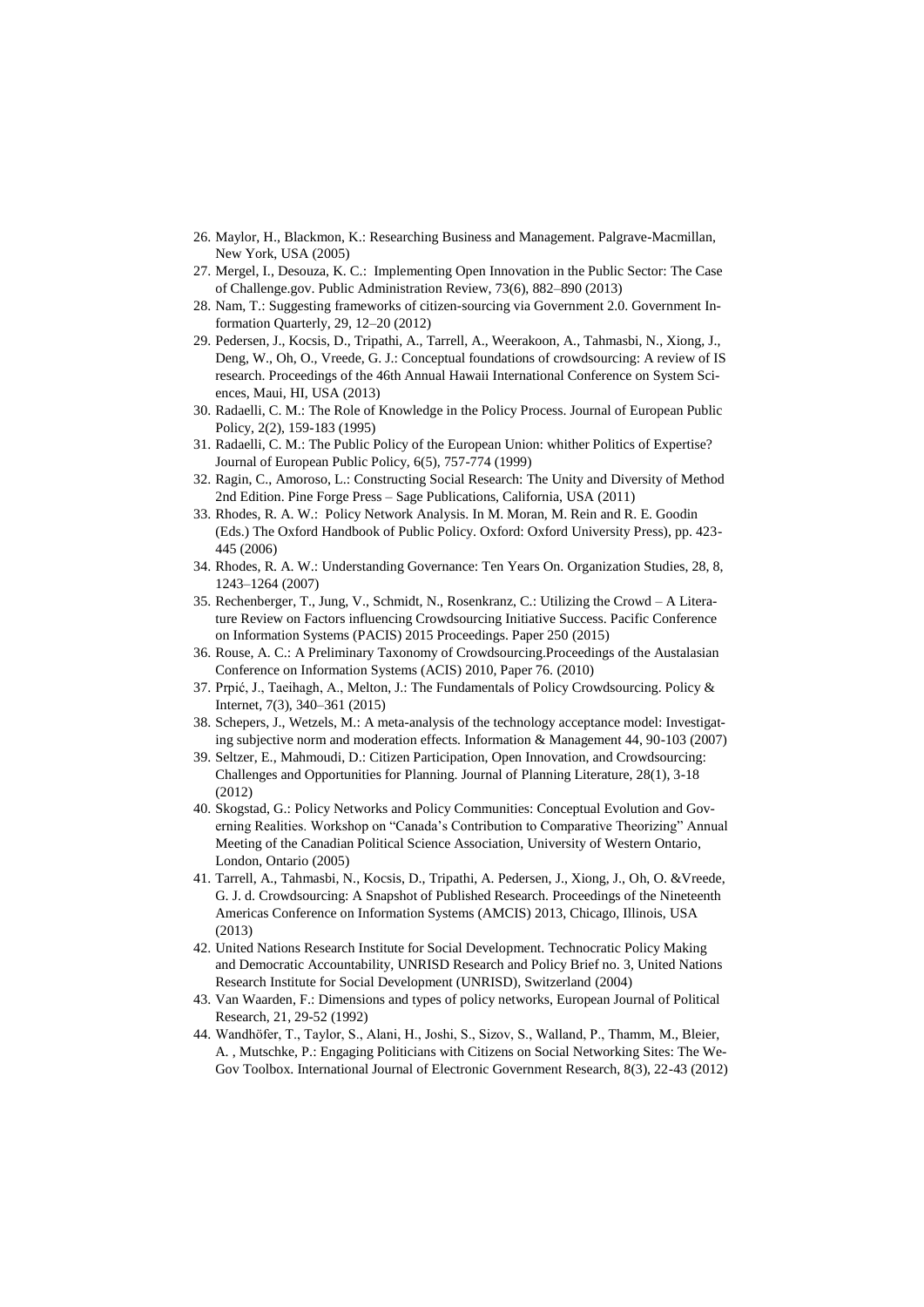26. Maylor, H., Blackmon, K.: Researching Business and Management. Palgrave-Macmillan, New York, USA (2005)
27. Mergel, I., Desouza, K. C.: Implementing Open Innovation in the Public Sector: The Case of Challenge.gov. Public Administration Review, 73(6), 882–890 (2013)
28. Nam, T.: Suggesting frameworks of citizen-sourcing via Government 2.0. Government Information Quarterly, 29, 12–20 (2012)
29. Pedersen, J., Kocsis, D., Tripathi, A., Tarrell, A., Weerakoon, A., Tahmasbi, N., Xiong, J., Deng, W., Oh, O., Vreede, G. J.: Conceptual foundations of crowdsourcing: A review of IS research. Proceedings of the 46th Annual Hawaii International Conference on System Sciences, Maui, HI, USA (2013)
30. Radaelli, C. M.: The Role of Knowledge in the Policy Process. Journal of European Public Policy, 2(2), 159-183 (1995)
31. Radaelli, C. M.: The Public Policy of the European Union: whither Politics of Expertise? Journal of European Public Policy, 6(5), 757-774 (1999)
32. Ragin, C., Amoroso, L.: Constructing Social Research: The Unity and Diversity of Method 2nd Edition. Pine Forge Press – Sage Publications, California, USA (2011)
33. Rhodes, R. A. W.: Policy Network Analysis. In M. Moran, M. Rein and R. E. Goodin (Eds.) The Oxford Handbook of Public Policy. Oxford: Oxford University Press), pp. 423-445 (2006)
34. Rhodes, R. A. W.: Understanding Governance: Ten Years On. Organization Studies, 28, 8, 1243–1264 (2007)
35. Rechenberger, T., Jung, V., Schmidt, N., Rosenkranz, C.: Utilizing the Crowd – A Literature Review on Factors influencing Crowdsourcing Initiative Success. Pacific Conference on Information Systems (PACIS) 2015 Proceedings. Paper 250 (2015)
36. Rouse, A. C.: A Preliminary Taxonomy of Crowdsourcing.Proceedings of the Austalasian Conference on Information Systems (ACIS) 2010, Paper 76. (2010)
37. Prpić, J., Taeihagh, A., Melton, J.: The Fundamentals of Policy Crowdsourcing. Policy & Internet, 7(3), 340–361 (2015)
38. Schepers, J., Wetzels, M.: A meta-analysis of the technology acceptance model: Investigating subjective norm and moderation effects. Information & Management 44, 90-103 (2007)
39. Seltzer, E., Mahmoudi, D.: Citizen Participation, Open Innovation, and Crowdsourcing: Challenges and Opportunities for Planning. Journal of Planning Literature, 28(1), 3-18 (2012)
40. Skogstad, G.: Policy Networks and Policy Communities: Conceptual Evolution and Governing Realities. Workshop on "Canada's Contribution to Comparative Theorizing" Annual Meeting of the Canadian Political Science Association, University of Western Ontario, London, Ontario (2005)
41. Tarrell, A., Tahmasbi, N., Kocsis, D., Tripathi, A. Pedersen, J., Xiong, J., Oh, O. &Vreede, G. J. d. Crowdsourcing: A Snapshot of Published Research. Proceedings of the Nineteenth Americas Conference on Information Systems (AMCIS) 2013, Chicago, Illinois, USA (2013)
42. United Nations Research Institute for Social Development. Technocratic Policy Making and Democratic Accountability, UNRISD Research and Policy Brief no. 3, United Nations Research Institute for Social Development (UNRISD), Switzerland (2004)
43. Van Waarden, F.: Dimensions and types of policy networks, European Journal of Political Research, 21, 29-52 (1992)
44. Wandhöfer, T., Taylor, S., Alani, H., Joshi, S., Sizov, S., Walland, P., Thamm, M., Bleier, A. , Mutschke, P.: Engaging Politicians with Citizens on Social Networking Sites: The We-Gov Toolbox. International Journal of Electronic Government Research, 8(3), 22-43 (2012)